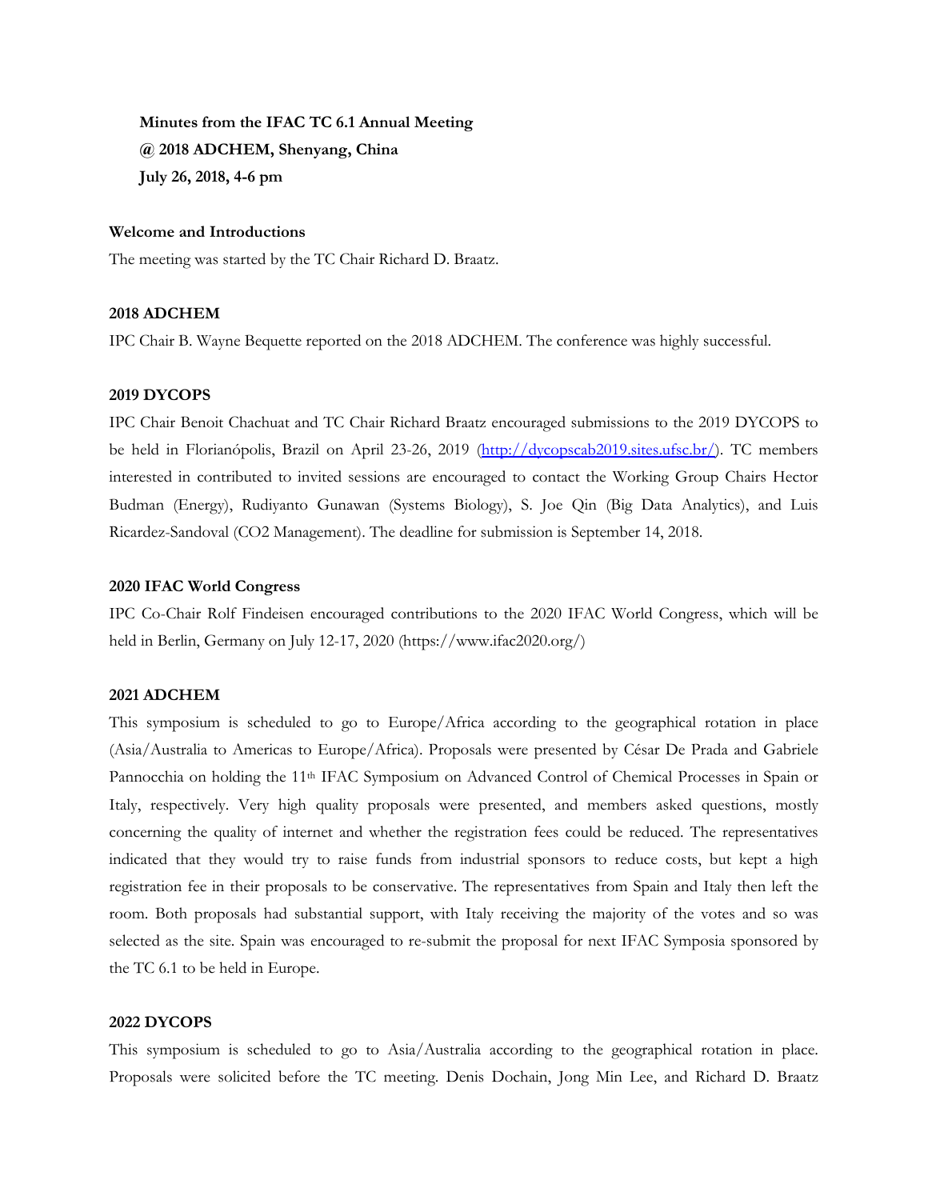**Minutes from the IFAC TC 6.1 Annual Meeting**

**@ 2018 ADCHEM, Shenyang, China**

**July 26, 2018, 4-6 pm**

**Welcome and Introductions**

The meeting was started by the TC Chair Richard D. Braatz.

**2018 ADCHEM**

IPC Chair B. Wayne Bequette reported on the 2018 ADCHEM. The conference was highly successful.

**2019 DYCOPS**

IPC Chair Benoit Chachuat and TC Chair Richard Braatz encouraged submissions to the 2019 DYCOPS to be held in Florianópolis, Brazil on April 23-26, 2019 (http://dycopscab2019.sites.ufsc.br/). TC members interested in contributed to invited sessions are encouraged to contact the Working Group Chairs Hector Budman (Energy), Rudiyanto Gunawan (Systems Biology), S. Joe Qin (Big Data Analytics), and Luis Ricardez-Sandoval (CO2 Management). The deadline for submission is September 14, 2018.

**2020 IFAC World Congress**

IPC Co-Chair Rolf Findeisen encouraged contributions to the 2020 IFAC World Congress, which will be held in Berlin, Germany on July 12-17, 2020 (https://www.ifac2020.org/)

**2021 ADCHEM**

This symposium is scheduled to go to Europe/Africa according to the geographical rotation in place (Asia/Australia to Americas to Europe/Africa). Proposals were presented by César De Prada and Gabriele Pannocchia on holding the 11th IFAC Symposium on Advanced Control of Chemical Processes in Spain or Italy, respectively. Very high quality proposals were presented, and members asked questions, mostly concerning the quality of internet and whether the registration fees could be reduced. The representatives indicated that they would try to raise funds from industrial sponsors to reduce costs, but kept a high registration fee in their proposals to be conservative. The representatives from Spain and Italy then left the room. Both proposals had substantial support, with Italy receiving the majority of the votes and so was selected as the site. Spain was encouraged to re-submit the proposal for next IFAC Symposia sponsored by the TC 6.1 to be held in Europe.

**2022 DYCOPS**

This symposium is scheduled to go to Asia/Australia according to the geographical rotation in place. Proposals were solicited before the TC meeting. Denis Dochain, Jong Min Lee, and Richard D. Braatz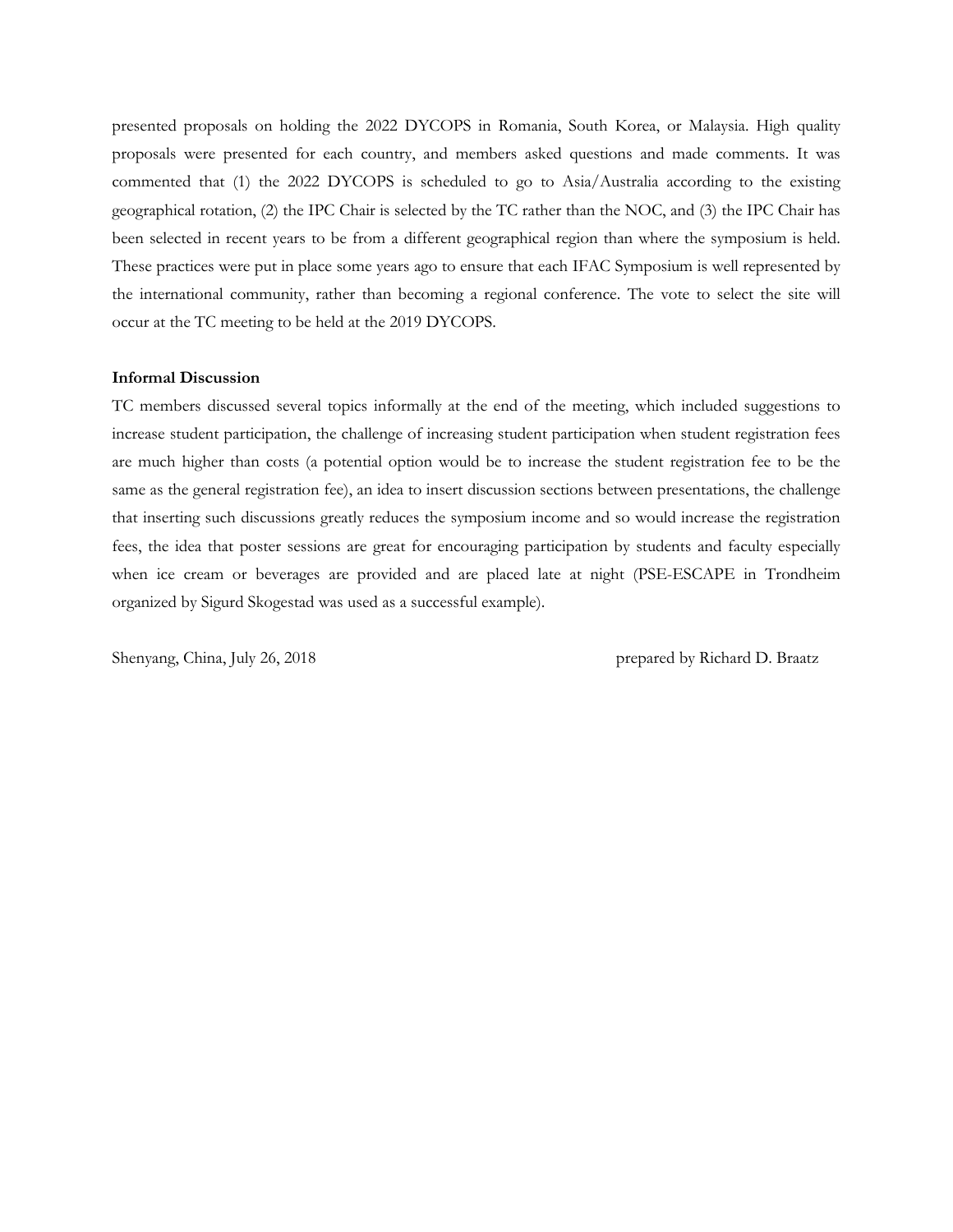presented proposals on holding the 2022 DYCOPS in Romania, South Korea, or Malaysia. High quality proposals were presented for each country, and members asked questions and made comments. It was commented that (1) the 2022 DYCOPS is scheduled to go to Asia/Australia according to the existing geographical rotation, (2) the IPC Chair is selected by the TC rather than the NOC, and (3) the IPC Chair has been selected in recent years to be from a different geographical region than where the symposium is held. These practices were put in place some years ago to ensure that each IFAC Symposium is well represented by the international community, rather than becoming a regional conference. The vote to select the site will occur at the TC meeting to be held at the 2019 DYCOPS.

**Informal Discussion**

TC members discussed several topics informally at the end of the meeting, which included suggestions to increase student participation, the challenge of increasing student participation when student registration fees are much higher than costs (a potential option would be to increase the student registration fee to be the same as the general registration fee), an idea to insert discussion sections between presentations, the challenge that inserting such discussions greatly reduces the symposium income and so would increase the registration fees, the idea that poster sessions are great for encouraging participation by students and faculty especially when ice cream or beverages are provided and are placed late at night (PSE-ESCAPE in Trondheim organized by Sigurd Skogestad was used as a successful example).

Shenyang, China, July 26, 2018 prepared by Richard D. Braatz